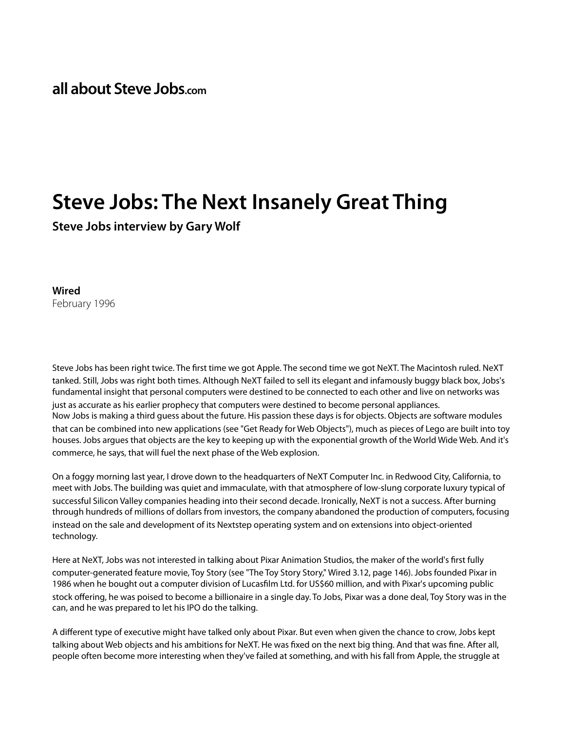all about Steve Jobs.com

# Steve Jobs: The Next Insanely Great Thing

### Steve Jobs interview by Gary Wolf

**Wired**
February 1996

Steve Jobs has been right twice. The first time we got Apple. The second time we got NeXT. The Macintosh ruled. NeXT tanked. Still, Jobs was right both times. Although NeXT failed to sell its elegant and infamously buggy black box, Jobs's fundamental insight that personal computers were destined to be connected to each other and live on networks was just as accurate as his earlier prophecy that computers were destined to become personal appliances.
Now Jobs is making a third guess about the future. His passion these days is for objects. Objects are software modules that can be combined into new applications (see "Get Ready for Web Objects"), much as pieces of Lego are built into toy houses. Jobs argues that objects are the key to keeping up with the exponential growth of the World Wide Web. And it's commerce, he says, that will fuel the next phase of the Web explosion.

On a foggy morning last year, I drove down to the headquarters of NeXT Computer Inc. in Redwood City, California, to meet with Jobs. The building was quiet and immaculate, with that atmosphere of low-slung corporate luxury typical of successful Silicon Valley companies heading into their second decade. Ironically, NeXT is not a success. After burning through hundreds of millions of dollars from investors, the company abandoned the production of computers, focusing instead on the sale and development of its Nextstep operating system and on extensions into object-oriented technology.

Here at NeXT, Jobs was not interested in talking about Pixar Animation Studios, the maker of the world's first fully computer-generated feature movie, Toy Story (see "The Toy Story Story," Wired 3.12, page 146). Jobs founded Pixar in 1986 when he bought out a computer division of Lucasfilm Ltd. for US$60 million, and with Pixar's upcoming public stock offering, he was poised to become a billionaire in a single day. To Jobs, Pixar was a done deal, Toy Story was in the can, and he was prepared to let his IPO do the talking.

A different type of executive might have talked only about Pixar. But even when given the chance to crow, Jobs kept talking about Web objects and his ambitions for NeXT. He was fixed on the next big thing. And that was fine. After all, people often become more interesting when they've failed at something, and with his fall from Apple, the struggle at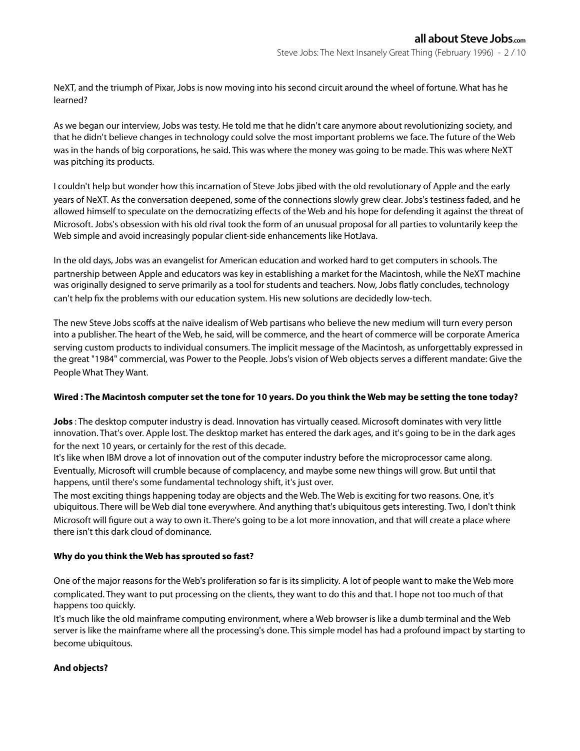NeXT, and the triumph of Pixar, Jobs is now moving into his second circuit around the wheel of fortune. What has he learned?

As we began our interview, Jobs was testy. He told me that he didn't care anymore about revolutionizing society, and that he didn't believe changes in technology could solve the most important problems we face. The future of the Web was in the hands of big corporations, he said. This was where the money was going to be made. This was where NeXT was pitching its products.

I couldn't help but wonder how this incarnation of Steve Jobs jibed with the old revolutionary of Apple and the early years of NeXT. As the conversation deepened, some of the connections slowly grew clear. Jobs's testiness faded, and he allowed himself to speculate on the democratizing effects of the Web and his hope for defending it against the threat of Microsoft. Jobs's obsession with his old rival took the form of an unusual proposal for all parties to voluntarily keep the Web simple and avoid increasingly popular client-side enhancements like HotJava.

In the old days, Jobs was an evangelist for American education and worked hard to get computers in schools. The partnership between Apple and educators was key in establishing a market for the Macintosh, while the NeXT machine was originally designed to serve primarily as a tool for students and teachers. Now, Jobs flatly concludes, technology can't help fix the problems with our education system. His new solutions are decidedly low-tech.

The new Steve Jobs scoffs at the naïve idealism of Web partisans who believe the new medium will turn every person into a publisher. The heart of the Web, he said, will be commerce, and the heart of commerce will be corporate America serving custom products to individual consumers. The implicit message of the Macintosh, as unforgettably expressed in the great "1984" commercial, was Power to the People. Jobs's vision of Web objects serves a different mandate: Give the People What They Want.

**Wired : The Macintosh computer set the tone for 10 years. Do you think the Web may be setting the tone today?**

**Jobs** : The desktop computer industry is dead. Innovation has virtually ceased. Microsoft dominates with very little innovation. That's over. Apple lost. The desktop market has entered the dark ages, and it's going to be in the dark ages for the next 10 years, or certainly for the rest of this decade.
It's like when IBM drove a lot of innovation out of the computer industry before the microprocessor came along. Eventually, Microsoft will crumble because of complacency, and maybe some new things will grow. But until that happens, until there's some fundamental technology shift, it's just over.
The most exciting things happening today are objects and the Web. The Web is exciting for two reasons. One, it's ubiquitous. There will be Web dial tone everywhere. And anything that's ubiquitous gets interesting. Two, I don't think Microsoft will figure out a way to own it. There's going to be a lot more innovation, and that will create a place where there isn't this dark cloud of dominance.

**Why do you think the Web has sprouted so fast?**

One of the major reasons for the Web's proliferation so far is its simplicity. A lot of people want to make the Web more complicated. They want to put processing on the clients, they want to do this and that. I hope not too much of that happens too quickly.
It's much like the old mainframe computing environment, where a Web browser is like a dumb terminal and the Web server is like the mainframe where all the processing's done. This simple model has had a profound impact by starting to become ubiquitous.

**And objects?**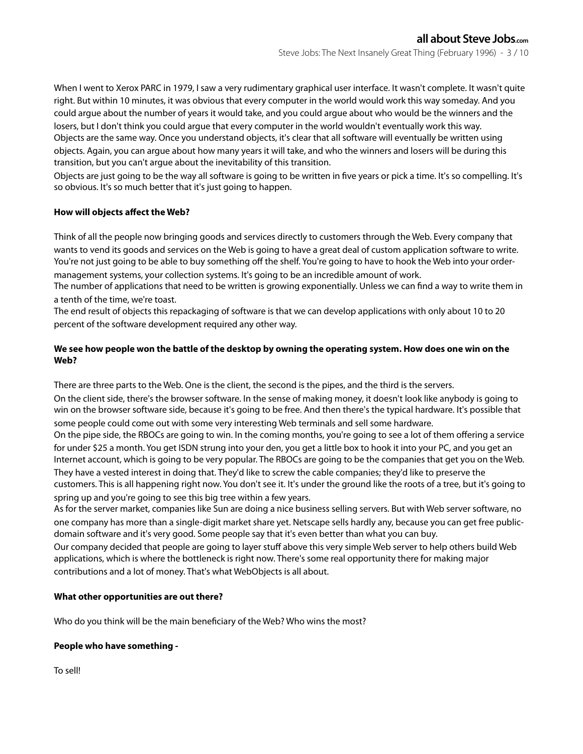When I went to Xerox PARC in 1979, I saw a very rudimentary graphical user interface. It wasn't complete. It wasn't quite right. But within 10 minutes, it was obvious that every computer in the world would work this way someday. And you could argue about the number of years it would take, and you could argue about who would be the winners and the losers, but I don't think you could argue that every computer in the world wouldn't eventually work this way.
Objects are the same way. Once you understand objects, it's clear that all software will eventually be written using objects. Again, you can argue about how many years it will take, and who the winners and losers will be during this transition, but you can't argue about the inevitability of this transition.
Objects are just going to be the way all software is going to be written in five years or pick a time. It's so compelling. It's so obvious. It's so much better that it's just going to happen.

**How will objects affect the Web?**

Think of all the people now bringing goods and services directly to customers through the Web. Every company that wants to vend its goods and services on the Web is going to have a great deal of custom application software to write. You're not just going to be able to buy something off the shelf. You're going to have to hook the Web into your order-management systems, your collection systems. It's going to be an incredible amount of work.
The number of applications that need to be written is growing exponentially. Unless we can find a way to write them in a tenth of the time, we're toast.
The end result of objects this repackaging of software is that we can develop applications with only about 10 to 20 percent of the software development required any other way.

**We see how people won the battle of the desktop by owning the operating system. How does one win on the Web?**

There are three parts to the Web. One is the client, the second is the pipes, and the third is the servers.
On the client side, there's the browser software. In the sense of making money, it doesn't look like anybody is going to win on the browser software side, because it's going to be free. And then there's the typical hardware. It's possible that some people could come out with some very interesting Web terminals and sell some hardware.
On the pipe side, the RBOCs are going to win. In the coming months, you're going to see a lot of them offering a service for under $25 a month. You get ISDN strung into your den, you get a little box to hook it into your PC, and you get an Internet account, which is going to be very popular. The RBOCs are going to be the companies that get you on the Web. They have a vested interest in doing that. They'd like to screw the cable companies; they'd like to preserve the customers. This is all happening right now. You don't see it. It's under the ground like the roots of a tree, but it's going to spring up and you're going to see this big tree within a few years.
As for the server market, companies like Sun are doing a nice business selling servers. But with Web server software, no one company has more than a single-digit market share yet. Netscape sells hardly any, because you can get free public-domain software and it's very good. Some people say that it's even better than what you can buy.
Our company decided that people are going to layer stuff above this very simple Web server to help others build Web applications, which is where the bottleneck is right now. There's some real opportunity there for making major contributions and a lot of money. That's what WebObjects is all about.

**What other opportunities are out there?**

Who do you think will be the main beneficiary of the Web? Who wins the most?

**People who have something -**

To sell!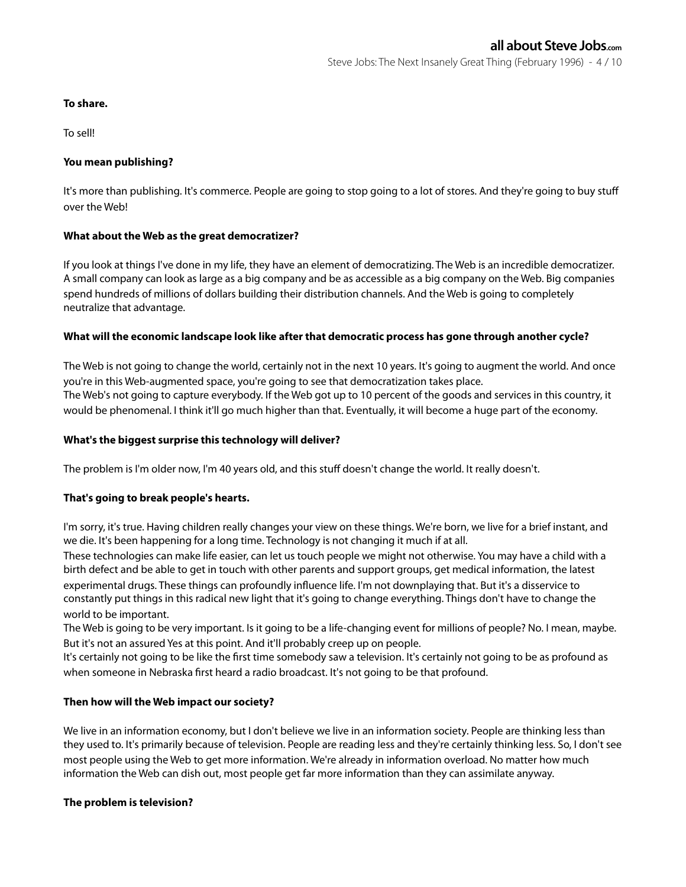**To share.**

To sell!

**You mean publishing?**

It's more than publishing. It's commerce. People are going to stop going to a lot of stores. And they're going to buy stuff over the Web!

**What about the Web as the great democratizer?**

If you look at things I've done in my life, they have an element of democratizing. The Web is an incredible democratizer. A small company can look as large as a big company and be as accessible as a big company on the Web. Big companies spend hundreds of millions of dollars building their distribution channels. And the Web is going to completely neutralize that advantage.

**What will the economic landscape look like after that democratic process has gone through another cycle?**

The Web is not going to change the world, certainly not in the next 10 years. It's going to augment the world. And once you're in this Web-augmented space, you're going to see that democratization takes place.
The Web's not going to capture everybody. If the Web got up to 10 percent of the goods and services in this country, it would be phenomenal. I think it'll go much higher than that. Eventually, it will become a huge part of the economy.

**What's the biggest surprise this technology will deliver?**

The problem is I'm older now, I'm 40 years old, and this stuff doesn't change the world. It really doesn't.

**That's going to break people's hearts.**

I'm sorry, it's true. Having children really changes your view on these things. We're born, we live for a brief instant, and we die. It's been happening for a long time. Technology is not changing it much if at all.
These technologies can make life easier, can let us touch people we might not otherwise. You may have a child with a birth defect and be able to get in touch with other parents and support groups, get medical information, the latest experimental drugs. These things can profoundly influence life. I'm not downplaying that. But it's a disservice to constantly put things in this radical new light that it's going to change everything. Things don't have to change the world to be important.
The Web is going to be very important. Is it going to be a life-changing event for millions of people? No. I mean, maybe. But it's not an assured Yes at this point. And it'll probably creep up on people.
It's certainly not going to be like the first time somebody saw a television. It's certainly not going to be as profound as when someone in Nebraska first heard a radio broadcast. It's not going to be that profound.

**Then how will the Web impact our society?**

We live in an information economy, but I don't believe we live in an information society. People are thinking less than they used to. It's primarily because of television. People are reading less and they're certainly thinking less. So, I don't see most people using the Web to get more information. We're already in information overload. No matter how much information the Web can dish out, most people get far more information than they can assimilate anyway.

**The problem is television?**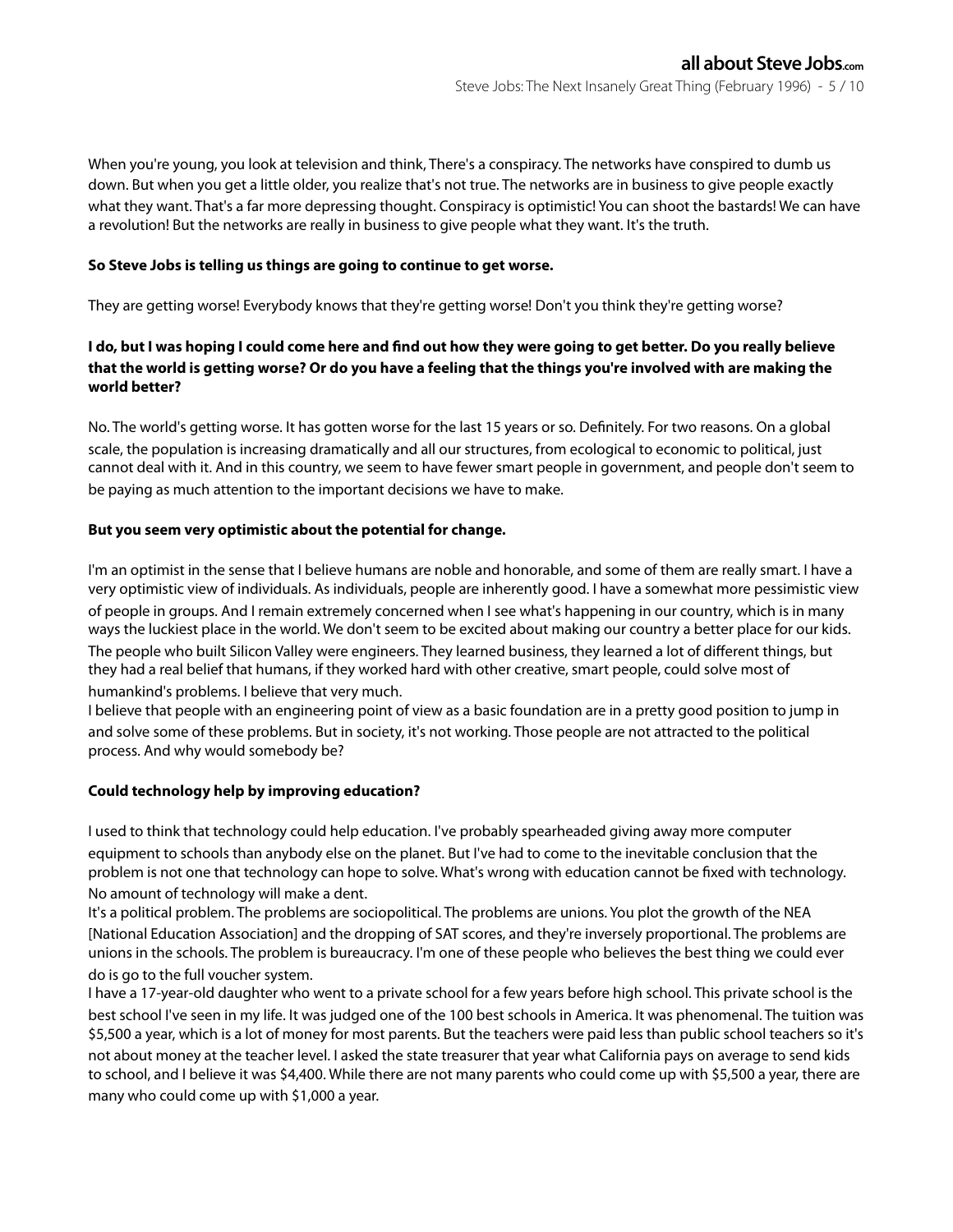When you're young, you look at television and think, There's a conspiracy. The networks have conspired to dumb us down. But when you get a little older, you realize that's not true. The networks are in business to give people exactly what they want. That's a far more depressing thought. Conspiracy is optimistic! You can shoot the bastards! We can have a revolution! But the networks are really in business to give people what they want. It's the truth.

**So Steve Jobs is telling us things are going to continue to get worse.**

They are getting worse! Everybody knows that they're getting worse! Don't you think they're getting worse?

**I do, but I was hoping I could come here and find out how they were going to get better. Do you really believe that the world is getting worse? Or do you have a feeling that the things you're involved with are making the world better?**

No. The world's getting worse. It has gotten worse for the last 15 years or so. Definitely. For two reasons. On a global scale, the population is increasing dramatically and all our structures, from ecological to economic to political, just cannot deal with it. And in this country, we seem to have fewer smart people in government, and people don't seem to be paying as much attention to the important decisions we have to make.

**But you seem very optimistic about the potential for change.**

I'm an optimist in the sense that I believe humans are noble and honorable, and some of them are really smart. I have a very optimistic view of individuals. As individuals, people are inherently good. I have a somewhat more pessimistic view of people in groups. And I remain extremely concerned when I see what's happening in our country, which is in many ways the luckiest place in the world. We don't seem to be excited about making our country a better place for our kids. The people who built Silicon Valley were engineers. They learned business, they learned a lot of different things, but they had a real belief that humans, if they worked hard with other creative, smart people, could solve most of humankind's problems. I believe that very much.

I believe that people with an engineering point of view as a basic foundation are in a pretty good position to jump in and solve some of these problems. But in society, it's not working. Those people are not attracted to the political process. And why would somebody be?

**Could technology help by improving education?**

I used to think that technology could help education. I've probably spearheaded giving away more computer equipment to schools than anybody else on the planet. But I've had to come to the inevitable conclusion that the problem is not one that technology can hope to solve. What's wrong with education cannot be fixed with technology. No amount of technology will make a dent.

It's a political problem. The problems are sociopolitical. The problems are unions. You plot the growth of the NEA [National Education Association] and the dropping of SAT scores, and they're inversely proportional. The problems are unions in the schools. The problem is bureaucracy. I'm one of these people who believes the best thing we could ever do is go to the full voucher system.

I have a 17-year-old daughter who went to a private school for a few years before high school. This private school is the best school I've seen in my life. It was judged one of the 100 best schools in America. It was phenomenal. The tuition was $5,500 a year, which is a lot of money for most parents. But the teachers were paid less than public school teachers so it's not about money at the teacher level. I asked the state treasurer that year what California pays on average to send kids to school, and I believe it was $4,400. While there are not many parents who could come up with $5,500 a year, there are many who could come up with $1,000 a year.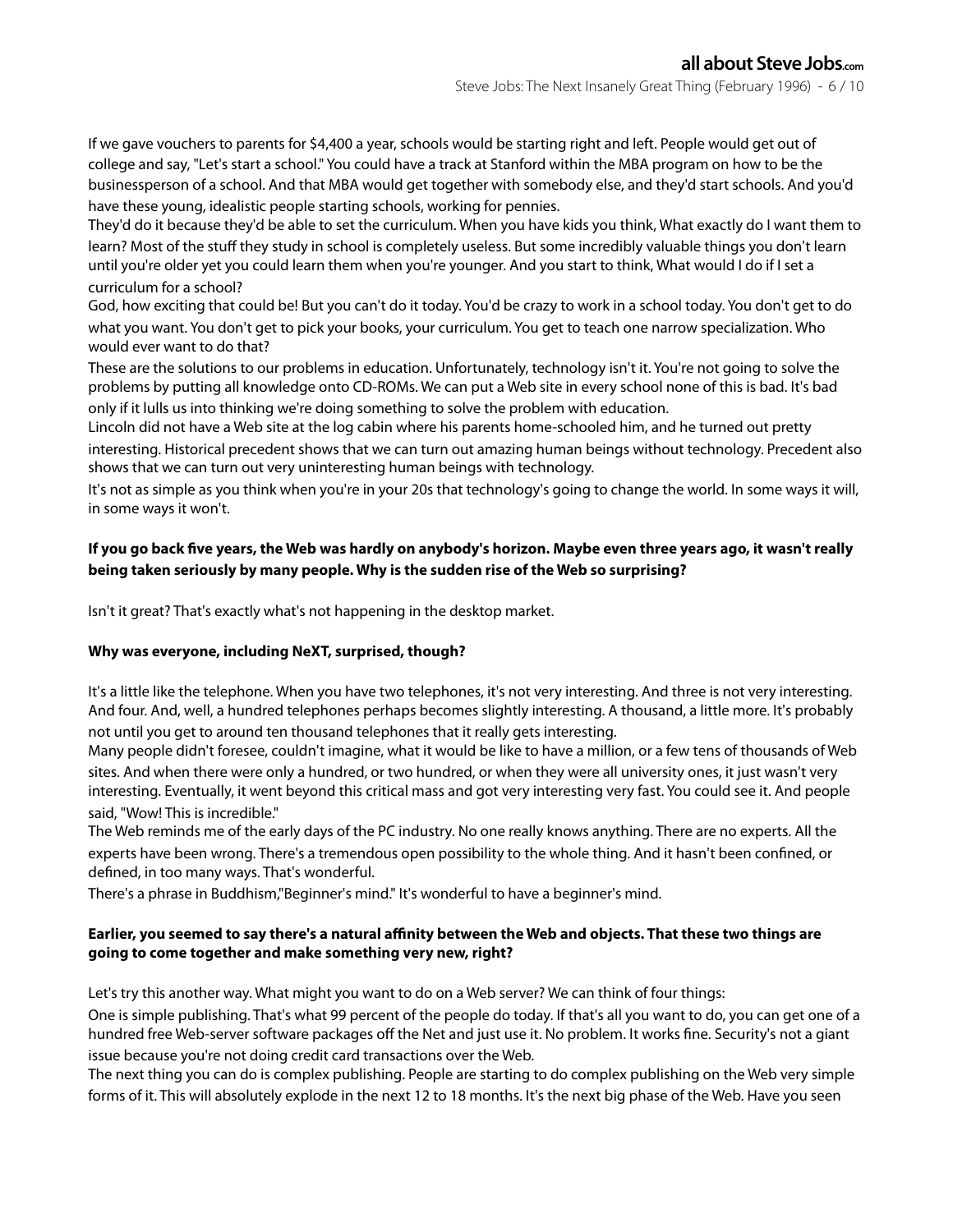If we gave vouchers to parents for $4,400 a year, schools would be starting right and left. People would get out of college and say, "Let's start a school." You could have a track at Stanford within the MBA program on how to be the businessperson of a school. And that MBA would get together with somebody else, and they'd start schools. And you'd have these young, idealistic people starting schools, working for pennies.

They'd do it because they'd be able to set the curriculum. When you have kids you think, What exactly do I want them to learn? Most of the stuff they study in school is completely useless. But some incredibly valuable things you don't learn until you're older yet you could learn them when you're younger. And you start to think, What would I do if I set a curriculum for a school?

God, how exciting that could be! But you can't do it today. You'd be crazy to work in a school today. You don't get to do what you want. You don't get to pick your books, your curriculum. You get to teach one narrow specialization. Who would ever want to do that?

These are the solutions to our problems in education. Unfortunately, technology isn't it. You're not going to solve the problems by putting all knowledge onto CD-ROMs. We can put a Web site in every school none of this is bad. It's bad only if it lulls us into thinking we're doing something to solve the problem with education.

Lincoln did not have a Web site at the log cabin where his parents home-schooled him, and he turned out pretty interesting. Historical precedent shows that we can turn out amazing human beings without technology. Precedent also shows that we can turn out very uninteresting human beings with technology.

It's not as simple as you think when you're in your 20s that technology's going to change the world. In some ways it will, in some ways it won't.

**If you go back five years, the Web was hardly on anybody's horizon. Maybe even three years ago, it wasn't really being taken seriously by many people. Why is the sudden rise of the Web so surprising?**

Isn't it great? That's exactly what's not happening in the desktop market.

**Why was everyone, including NeXT, surprised, though?**

It's a little like the telephone. When you have two telephones, it's not very interesting. And three is not very interesting. And four. And, well, a hundred telephones perhaps becomes slightly interesting. A thousand, a little more. It's probably not until you get to around ten thousand telephones that it really gets interesting.

Many people didn't foresee, couldn't imagine, what it would be like to have a million, or a few tens of thousands of Web sites. And when there were only a hundred, or two hundred, or when they were all university ones, it just wasn't very interesting. Eventually, it went beyond this critical mass and got very interesting very fast. You could see it. And people said, "Wow! This is incredible."

The Web reminds me of the early days of the PC industry. No one really knows anything. There are no experts. All the experts have been wrong. There's a tremendous open possibility to the whole thing. And it hasn't been confined, or defined, in too many ways. That's wonderful.

There's a phrase in Buddhism,"Beginner's mind." It's wonderful to have a beginner's mind.

**Earlier, you seemed to say there's a natural affinity between the Web and objects. That these two things are going to come together and make something very new, right?**

Let's try this another way. What might you want to do on a Web server? We can think of four things:

One is simple publishing. That's what 99 percent of the people do today. If that's all you want to do, you can get one of a hundred free Web-server software packages off the Net and just use it. No problem. It works fine. Security's not a giant issue because you're not doing credit card transactions over the Web.

The next thing you can do is complex publishing. People are starting to do complex publishing on the Web very simple forms of it. This will absolutely explode in the next 12 to 18 months. It's the next big phase of the Web. Have you seen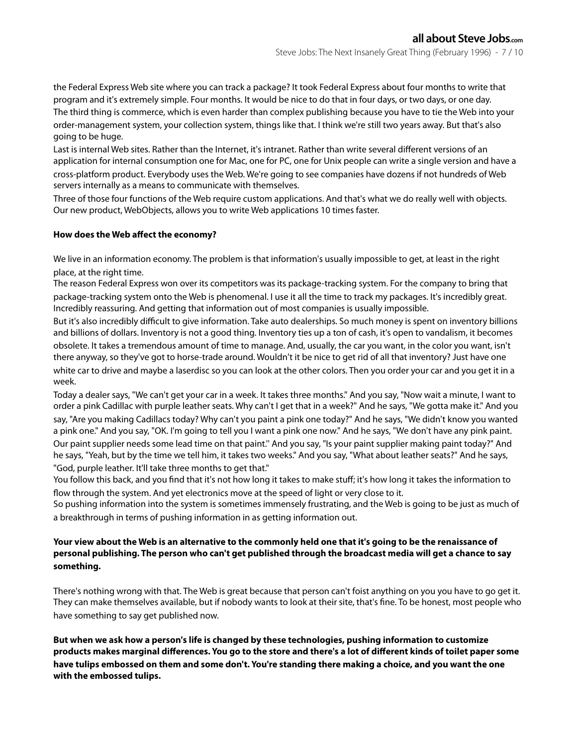the Federal Express Web site where you can track a package? It took Federal Express about four months to write that program and it's extremely simple. Four months. It would be nice to do that in four days, or two days, or one day.

The third thing is commerce, which is even harder than complex publishing because you have to tie the Web into your order-management system, your collection system, things like that. I think we're still two years away. But that's also going to be huge.

Last is internal Web sites. Rather than the Internet, it's intranet. Rather than write several different versions of an application for internal consumption one for Mac, one for PC, one for Unix people can write a single version and have a cross-platform product. Everybody uses the Web. We're going to see companies have dozens if not hundreds of Web servers internally as a means to communicate with themselves.

Three of those four functions of the Web require custom applications. And that's what we do really well with objects. Our new product, WebObjects, allows you to write Web applications 10 times faster.

**How does the Web affect the economy?**

We live in an information economy. The problem is that information's usually impossible to get, at least in the right place, at the right time.

The reason Federal Express won over its competitors was its package-tracking system. For the company to bring that package-tracking system onto the Web is phenomenal. I use it all the time to track my packages. It's incredibly great. Incredibly reassuring. And getting that information out of most companies is usually impossible.

But it's also incredibly difficult to give information. Take auto dealerships. So much money is spent on inventory billions and billions of dollars. Inventory is not a good thing. Inventory ties up a ton of cash, it's open to vandalism, it becomes obsolete. It takes a tremendous amount of time to manage. And, usually, the car you want, in the color you want, isn't there anyway, so they've got to horse-trade around. Wouldn't it be nice to get rid of all that inventory? Just have one white car to drive and maybe a laserdisc so you can look at the other colors. Then you order your car and you get it in a week.

Today a dealer says, "We can't get your car in a week. It takes three months." And you say, "Now wait a minute, I want to order a pink Cadillac with purple leather seats. Why can't I get that in a week?" And he says, "We gotta make it." And you say, "Are you making Cadillacs today? Why can't you paint a pink one today?" And he says, "We didn't know you wanted a pink one." And you say, "OK. I'm going to tell you I want a pink one now." And he says, "We don't have any pink paint. Our paint supplier needs some lead time on that paint.'' And you say, "Is your paint supplier making paint today?" And he says, "Yeah, but by the time we tell him, it takes two weeks." And you say, "What about leather seats?" And he says, "God, purple leather. It'll take three months to get that."

You follow this back, and you find that it's not how long it takes to make stuff; it's how long it takes the information to flow through the system. And yet electronics move at the speed of light or very close to it.

So pushing information into the system is sometimes immensely frustrating, and the Web is going to be just as much of a breakthrough in terms of pushing information in as getting information out.

**Your view about the Web is an alternative to the commonly held one that it's going to be the renaissance of personal publishing. The person who can't get published through the broadcast media will get a chance to say something.**

There's nothing wrong with that. The Web is great because that person can't foist anything on you you have to go get it. They can make themselves available, but if nobody wants to look at their site, that's fine. To be honest, most people who have something to say get published now.

**But when we ask how a person's life is changed by these technologies, pushing information to customize products makes marginal differences. You go to the store and there's a lot of different kinds of toilet paper some have tulips embossed on them and some don't. You're standing there making a choice, and you want the one with the embossed tulips.**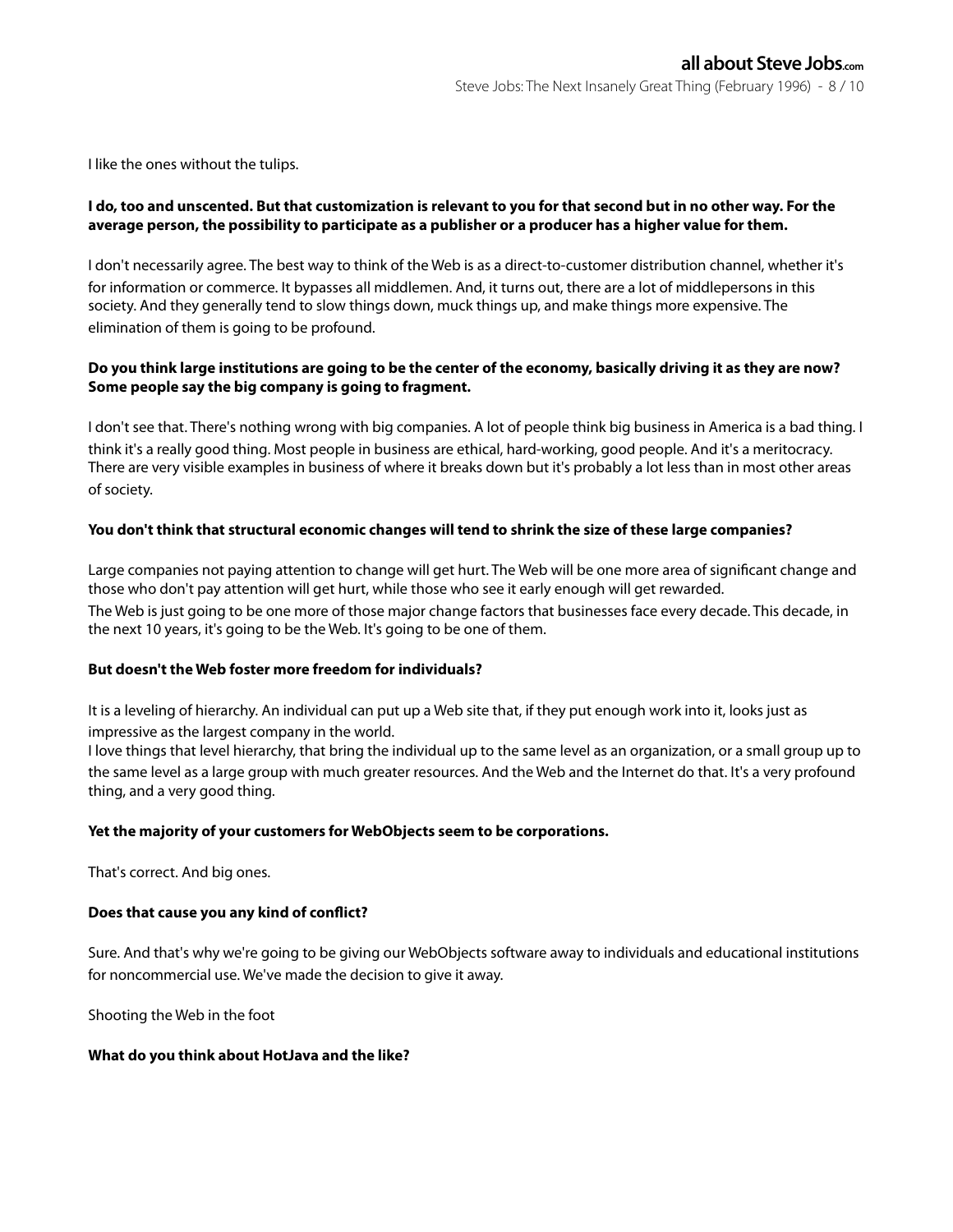I like the ones without the tulips.

**I do, too and unscented. But that customization is relevant to you for that second but in no other way. For the average person, the possibility to participate as a publisher or a producer has a higher value for them.**

I don't necessarily agree. The best way to think of the Web is as a direct-to-customer distribution channel, whether it's for information or commerce. It bypasses all middlemen. And, it turns out, there are a lot of middlepersons in this society. And they generally tend to slow things down, muck things up, and make things more expensive. The elimination of them is going to be profound.

**Do you think large institutions are going to be the center of the economy, basically driving it as they are now? Some people say the big company is going to fragment.**

I don't see that. There's nothing wrong with big companies. A lot of people think big business in America is a bad thing. I think it's a really good thing. Most people in business are ethical, hard-working, good people. And it's a meritocracy. There are very visible examples in business of where it breaks down but it's probably a lot less than in most other areas of society.

**You don't think that structural economic changes will tend to shrink the size of these large companies?**

Large companies not paying attention to change will get hurt. The Web will be one more area of significant change and those who don't pay attention will get hurt, while those who see it early enough will get rewarded.
The Web is just going to be one more of those major change factors that businesses face every decade. This decade, in the next 10 years, it's going to be the Web. It's going to be one of them.

**But doesn't the Web foster more freedom for individuals?**

It is a leveling of hierarchy. An individual can put up a Web site that, if they put enough work into it, looks just as impressive as the largest company in the world.
I love things that level hierarchy, that bring the individual up to the same level as an organization, or a small group up to the same level as a large group with much greater resources. And the Web and the Internet do that. It's a very profound thing, and a very good thing.

**Yet the majority of your customers for WebObjects seem to be corporations.**

That's correct. And big ones.

**Does that cause you any kind of conflict?**

Sure. And that's why we're going to be giving our WebObjects software away to individuals and educational institutions for noncommercial use. We've made the decision to give it away.

Shooting the Web in the foot

**What do you think about HotJava and the like?**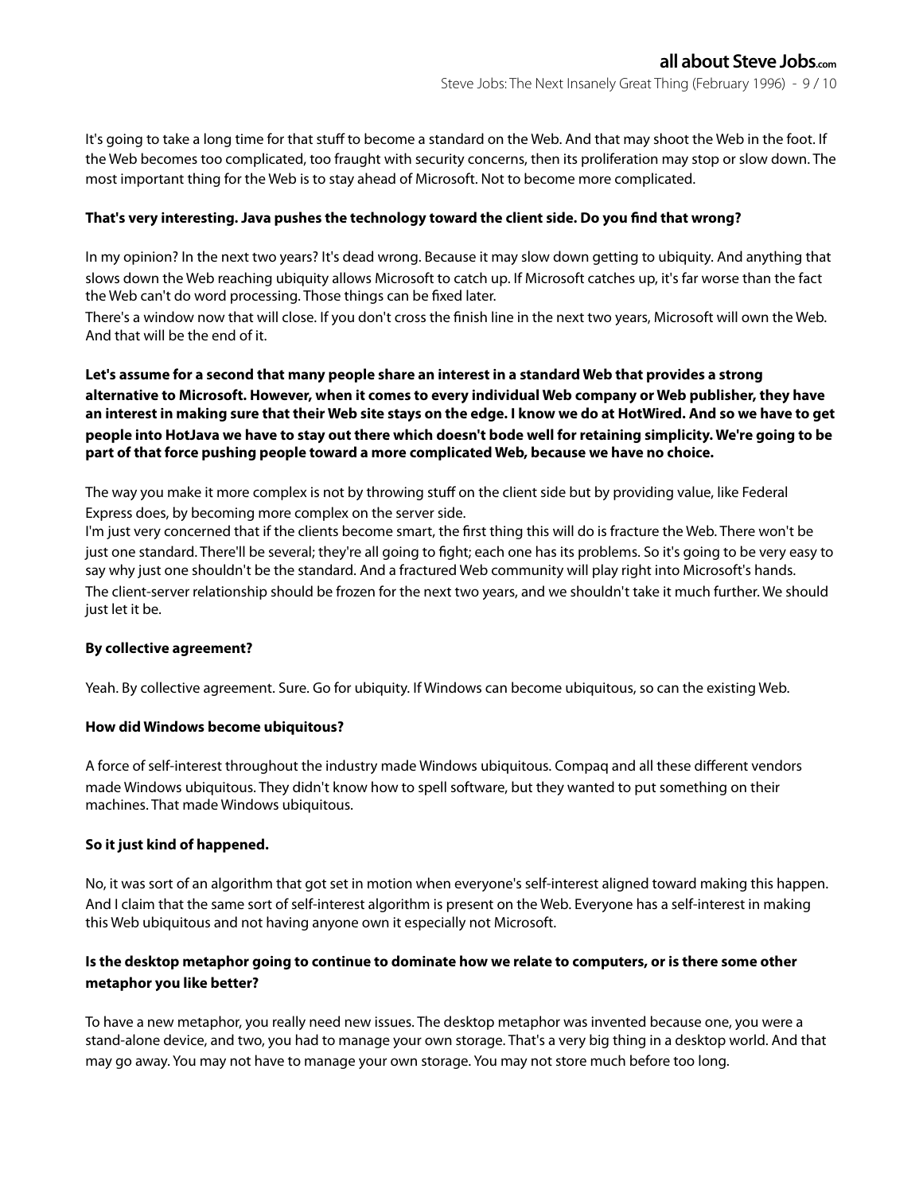It's going to take a long time for that stuff to become a standard on the Web. And that may shoot the Web in the foot. If the Web becomes too complicated, too fraught with security concerns, then its proliferation may stop or slow down. The most important thing for the Web is to stay ahead of Microsoft. Not to become more complicated.

**That's very interesting. Java pushes the technology toward the client side. Do you find that wrong?**

In my opinion? In the next two years? It's dead wrong. Because it may slow down getting to ubiquity. And anything that slows down the Web reaching ubiquity allows Microsoft to catch up. If Microsoft catches up, it's far worse than the fact the Web can't do word processing. Those things can be fixed later.
There's a window now that will close. If you don't cross the finish line in the next two years, Microsoft will own the Web. And that will be the end of it.

**Let's assume for a second that many people share an interest in a standard Web that provides a strong alternative to Microsoft. However, when it comes to every individual Web company or Web publisher, they have an interest in making sure that their Web site stays on the edge. I know we do at HotWired. And so we have to get people into HotJava we have to stay out there which doesn't bode well for retaining simplicity. We're going to be part of that force pushing people toward a more complicated Web, because we have no choice.**

The way you make it more complex is not by throwing stuff on the client side but by providing value, like Federal Express does, by becoming more complex on the server side.
I'm just very concerned that if the clients become smart, the first thing this will do is fracture the Web. There won't be just one standard. There'll be several; they're all going to fight; each one has its problems. So it's going to be very easy to say why just one shouldn't be the standard. And a fractured Web community will play right into Microsoft's hands.
The client-server relationship should be frozen for the next two years, and we shouldn't take it much further. We should just let it be.

**By collective agreement?**

Yeah. By collective agreement. Sure. Go for ubiquity. If Windows can become ubiquitous, so can the existing Web.

**How did Windows become ubiquitous?**

A force of self-interest throughout the industry made Windows ubiquitous. Compaq and all these different vendors made Windows ubiquitous. They didn't know how to spell software, but they wanted to put something on their machines. That made Windows ubiquitous.

**So it just kind of happened.**

No, it was sort of an algorithm that got set in motion when everyone's self-interest aligned toward making this happen. And I claim that the same sort of self-interest algorithm is present on the Web. Everyone has a self-interest in making this Web ubiquitous and not having anyone own it especially not Microsoft.

**Is the desktop metaphor going to continue to dominate how we relate to computers, or is there some other metaphor you like better?**

To have a new metaphor, you really need new issues. The desktop metaphor was invented because one, you were a stand-alone device, and two, you had to manage your own storage. That's a very big thing in a desktop world. And that may go away. You may not have to manage your own storage. You may not store much before too long.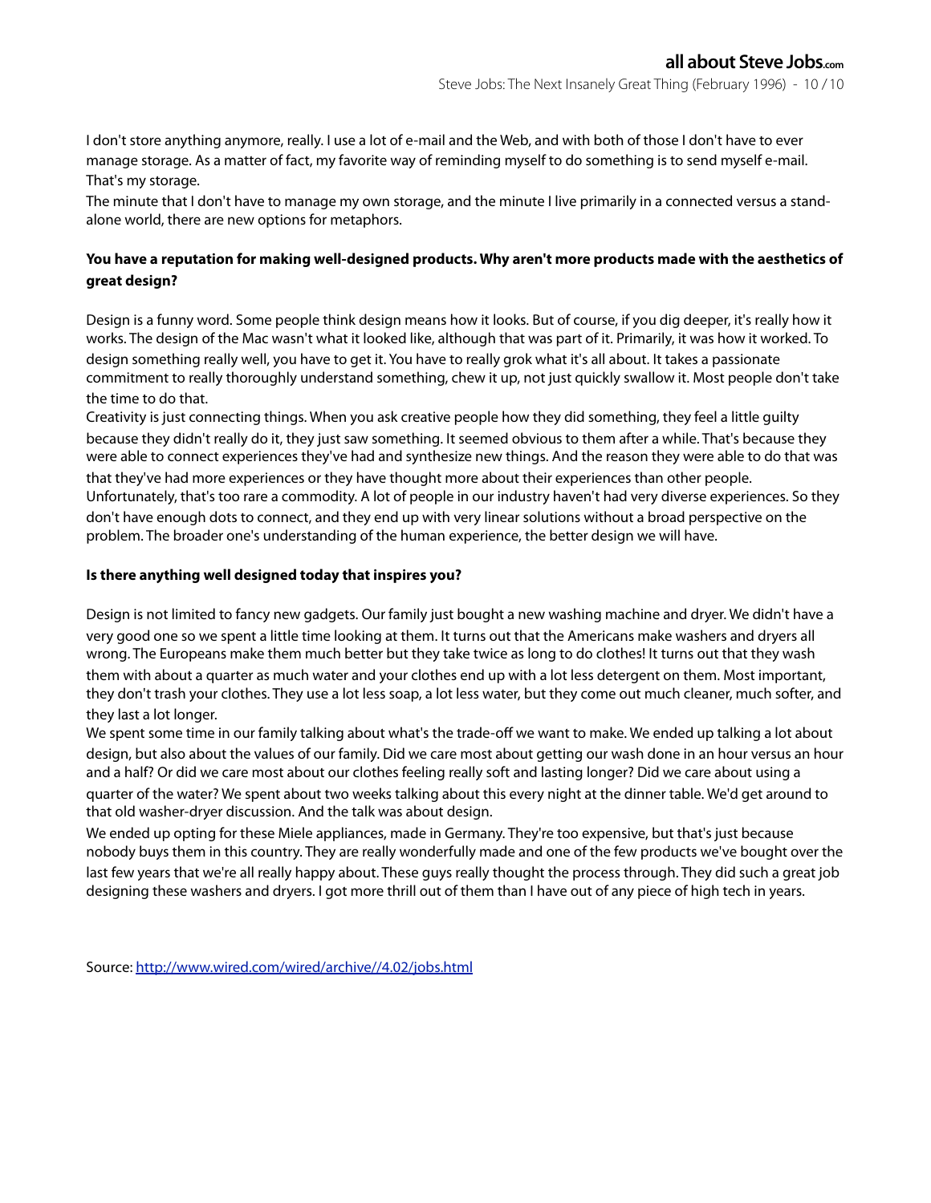I don't store anything anymore, really. I use a lot of e-mail and the Web, and with both of those I don't have to ever manage storage. As a matter of fact, my favorite way of reminding myself to do something is to send myself e-mail. That's my storage.

The minute that I don't have to manage my own storage, and the minute I live primarily in a connected versus a stand-alone world, there are new options for metaphors.

**You have a reputation for making well-designed products. Why aren't more products made with the aesthetics of great design?**

Design is a funny word. Some people think design means how it looks. But of course, if you dig deeper, it's really how it works. The design of the Mac wasn't what it looked like, although that was part of it. Primarily, it was how it worked. To design something really well, you have to get it. You have to really grok what it's all about. It takes a passionate commitment to really thoroughly understand something, chew it up, not just quickly swallow it. Most people don't take the time to do that.

Creativity is just connecting things. When you ask creative people how they did something, they feel a little guilty because they didn't really do it, they just saw something. It seemed obvious to them after a while. That's because they were able to connect experiences they've had and synthesize new things. And the reason they were able to do that was that they've had more experiences or they have thought more about their experiences than other people. Unfortunately, that's too rare a commodity. A lot of people in our industry haven't had very diverse experiences. So they don't have enough dots to connect, and they end up with very linear solutions without a broad perspective on the problem. The broader one's understanding of the human experience, the better design we will have.

**Is there anything well designed today that inspires you?**

Design is not limited to fancy new gadgets. Our family just bought a new washing machine and dryer. We didn't have a very good one so we spent a little time looking at them. It turns out that the Americans make washers and dryers all wrong. The Europeans make them much better but they take twice as long to do clothes! It turns out that they wash them with about a quarter as much water and your clothes end up with a lot less detergent on them. Most important, they don't trash your clothes. They use a lot less soap, a lot less water, but they come out much cleaner, much softer, and they last a lot longer.

We spent some time in our family talking about what's the trade-off we want to make. We ended up talking a lot about design, but also about the values of our family. Did we care most about getting our wash done in an hour versus an hour and a half? Or did we care most about our clothes feeling really soft and lasting longer? Did we care about using a quarter of the water? We spent about two weeks talking about this every night at the dinner table. We'd get around to that old washer-dryer discussion. And the talk was about design.

We ended up opting for these Miele appliances, made in Germany. They're too expensive, but that's just because nobody buys them in this country. They are really wonderfully made and one of the few products we've bought over the last few years that we're all really happy about. These guys really thought the process through. They did such a great job designing these washers and dryers. I got more thrill out of them than I have out of any piece of high tech in years.

Source: http://www.wired.com/wired/archive//4.02/jobs.html